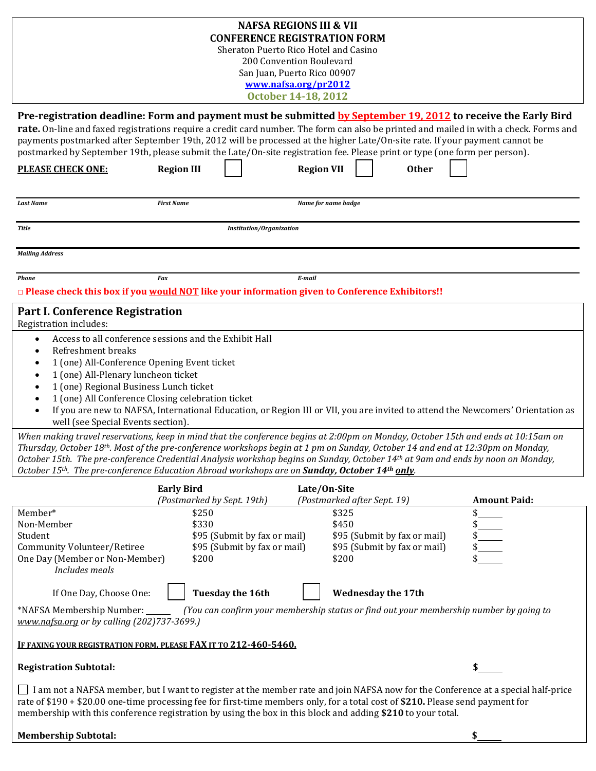# NAFSA REGIONS III & VII
## CONFERENCE REGISTRATION FORM

Sheraton Puerto Rico Hotel and Casino
200 Convention Boulevard
San Juan, Puerto Rico 00907
www.nafsa.org/pr2012
**October 14-18, 2012**

**Pre-registration deadline: Form and payment must be submitted by September 19, 2012 to receive the Early Bird rate.** On-line and faxed registrations require a credit card number. The form can also be printed and mailed in with a check. Forms and payments postmarked after September 19th, 2012 will be processed at the higher Late/On-site rate. If your payment cannot be postmarked by September 19th, please submit the Late/On-site registration fee. Please print or type (one form per person).

**PLEASE CHECK ONE:** **Region III** ☐ **Region VII** ☐ **Other** ☐

*Last Name* | *First Name* | *Name for name badge*

*Title* | *Institution/Organization*

*Mailing Address*

*Phone* | *Fax* | *E-mail*

□ **Please check this box if you would NOT like your information given to Conference Exhibitors!!**

## Part I. Conference Registration

Registration includes:

- Access to all conference sessions and the Exhibit Hall
- Refreshment breaks
- 1 (one) All-Conference Opening Event ticket
- 1 (one) All-Plenary luncheon ticket
- 1 (one) Regional Business Lunch ticket
- 1 (one) All Conference Closing celebration ticket
- If you are new to NAFSA, International Education, or Region III or VII, you are invited to attend the Newcomers' Orientation as well (see Special Events section).

*When making travel reservations, keep in mind that the conference begins at 2:00pm on Monday, October 15th and ends at 10:15am on Thursday, October 18th. Most of the pre-conference workshops begin at 1 pm on Sunday, October 14 and end at 12:30pm on Monday, October 15th. The pre-conference Credential Analysis workshop begins on Sunday, October 14th at 9am and ends by noon on Monday, October 15th. The pre-conference Education Abroad workshops are on* ***Sunday, October 14th only****.*

| | **Early Bird** *(Postmarked by Sept. 19th)* | **Late/On-Site** *(Postmarked after Sept. 19)* | **Amount Paid:** |
|---|---|---|---|
| Member* | $250 | $325 | $_____ |
| Non-Member | $330 | $450 | $_____ |
| Student | $95 (Submit by fax or mail) | $95 (Submit by fax or mail) | $_____ |
| Community Volunteer/Retiree | $95 (Submit by fax or mail) | $95 (Submit by fax or mail) | $_____ |
| One Day (Member or Non-Member) *Includes meals* | $200 | $200 | $_____ |

If One Day, Choose One: ☐ **Tuesday the 16th** ☐ **Wednesday the 17th**

*NAFSA Membership Number: ______ *(You can confirm your membership status or find out your membership number by going to www.nafsa.org or by calling (202)737-3699.)*

**IF FAXING YOUR REGISTRATION FORM, PLEASE FAX IT TO 212-460-5460.**

**Registration Subtotal:** **$_____**

☐ I am not a NAFSA member, but I want to register at the member rate and join NAFSA now for the Conference at a special half-price rate of $190 + $20.00 one-time processing fee for first-time members only, for a total cost of **$210.** Please send payment for membership with this conference registration by using the box in this block and adding **$210** to your total.

**Membership Subtotal:** **$_____**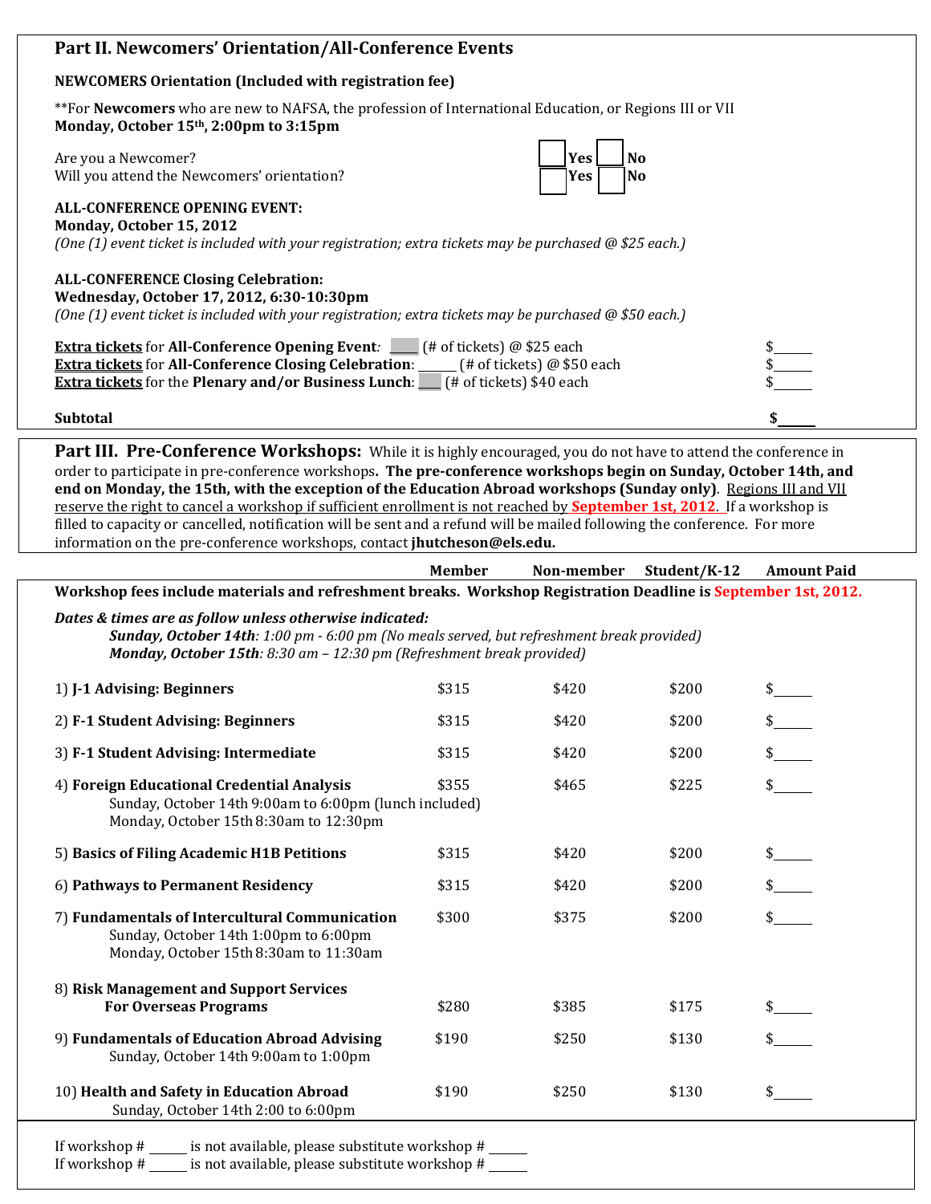## Part II. Newcomers' Orientation/All-Conference Events

**NEWCOMERS Orientation (Included with registration fee)**

**For **Newcomers** who are new to NAFSA, the profession of International Education, or Regions III or VII
**Monday, October 15th, 2:00pm to 3:15pm**

Are you a Newcomer? ☐ Yes ☐ No
Will you attend the Newcomers' orientation? ☐ Yes ☐ No

**ALL-CONFERENCE OPENING EVENT:**
**Monday, October 15, 2012**
*(One (1) event ticket is included with your registration; extra tickets may be purchased @ $25 each.)*

**ALL-CONFERENCE Closing Celebration:**
**Wednesday, October 17, 2012, 6:30-10:30pm**
*(One (1) event ticket is included with your registration; extra tickets may be purchased @ $50 each.)*

**Extra tickets** for **All-Conference Opening Event**: ____ (# of tickets) @ $25 each $______
**Extra tickets** for **All-Conference Closing Celebration**: ______ (# of tickets) @ $50 each $______
**Extra tickets** for the **Plenary and/or Business Lunch**: ___ (# of tickets) $40 each $______

**Subtotal** **$______**

## Part III. Pre-Conference Workshops:

While it is highly encouraged, you do not have to attend the conference in order to participate in pre-conference workshops**. The pre-conference workshops begin on Sunday, October 14th, and end on Monday, the 15th, with the exception of the Education Abroad workshops (Sunday only)**. Regions III and VII reserve the right to cancel a workshop if sufficient enrollment is not reached by **September 1st, 2012**. If a workshop is filled to capacity or cancelled, notification will be sent and a refund will be mailed following the conference. For more information on the pre-conference workshops, contact **jhutcheson@els.edu.**

**Workshop fees include materials and refreshment breaks. Workshop Registration Deadline is September 1st, 2012.**

***Dates & times are as follow unless otherwise indicated:***
***Sunday, October 14th**: 1:00 pm - 6:00 pm (No meals served, but refreshment break provided)*
***Monday, October 15th**: 8:30 am – 12:30 pm (Refreshment break provided)*

| | Member | Non-member | Student/K-12 | Amount Paid |
|---|---|---|---|---|
| 1) **J-1 Advising: Beginners** | $315 | $420 | $200 | $______ |
| 2) **F-1 Student Advising: Beginners** | $315 | $420 | $200 | $______ |
| 3) **F-1 Student Advising: Intermediate** | $315 | $420 | $200 | $______ |
| 4) **Foreign Educational Credential Analysis**<br>Sunday, October 14th 9:00am to 6:00pm (lunch included)<br>Monday, October 15th 8:30am to 12:30pm | $355 | $465 | $225 | $______ |
| 5) **Basics of Filing Academic H1B Petitions** | $315 | $420 | $200 | $______ |
| 6) **Pathways to Permanent Residency** | $315 | $420 | $200 | $______ |
| 7) **Fundamentals of Intercultural Communication**<br>Sunday, October 14th 1:00pm to 6:00pm<br>Monday, October 15th 8:30am to 11:30am | $300 | $375 | $200 | $______ |
| 8) **Risk Management and Support Services For Overseas Programs** | $280 | $385 | $175 | $______ |
| 9) **Fundamentals of Education Abroad Advising**<br>Sunday, October 14th 9:00am to 1:00pm | $190 | $250 | $130 | $______ |
| 10) **Health and Safety in Education Abroad**<br>Sunday, October 14th 2:00 to 6:00pm | $190 | $250 | $130 | $______ |

If workshop # ______ is not available, please substitute workshop # ______
If workshop # ______ is not available, please substitute workshop # ______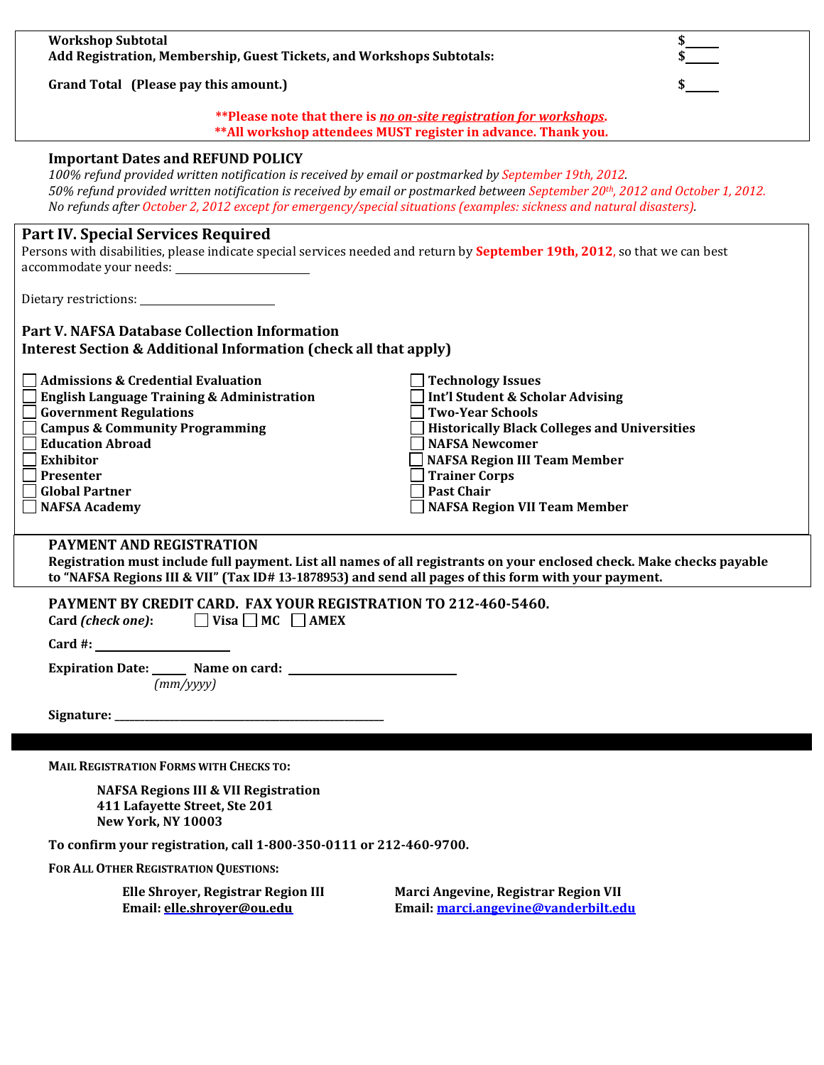**Workshop Subtotal** $_____

**Add Registration, Membership, Guest Tickets, and Workshops Subtotals:** $_____

**Grand Total (Please pay this amount.)** $_____

**\*\*Please note that there is *no on-site registration for workshops*.**
**\*\*All workshop attendees MUST register in advance. Thank you.**

## Important Dates and REFUND POLICY

*100% refund provided written notification is received by email or postmarked by September 19th, 2012.*
*50% refund provided written notification is received by email or postmarked between September 20th, 2012 and October 1, 2012.*
*No refunds after October 2, 2012 except for emergency/special situations (examples: sickness and natural disasters).*

## Part IV. Special Services Required

Persons with disabilities, please indicate special services needed and return by **September 19th, 2012**, so that we can best accommodate your needs: ____________________

Dietary restrictions: ____________________

## Part V. NAFSA Database Collection Information
## Interest Section & Additional Information (check all that apply)

- ☐ **Admissions & Credential Evaluation**
- ☐ **English Language Training & Administration**
- ☐ **Government Regulations**
- ☐ **Campus & Community Programming**
- ☐ **Education Abroad**
- ☐ **Exhibitor**
- ☐ **Presenter**
- ☐ **Global Partner**
- ☐ **NAFSA Academy**
- ☐ **Technology Issues**
- ☐ **Int'l Student & Scholar Advising**
- ☐ **Two-Year Schools**
- ☐ **Historically Black Colleges and Universities**
- ☐ **NAFSA Newcomer**
- ☐ **NAFSA Region III Team Member**
- ☐ **Trainer Corps**
- ☐ **Past Chair**
- ☐ **NAFSA Region VII Team Member**

## PAYMENT AND REGISTRATION

**Registration must include full payment. List all names of all registrants on your enclosed check. Make checks payable to "NAFSA Regions III & VII" (Tax ID# 13-1878953) and send all pages of this form with your payment.**

## PAYMENT BY CREDIT CARD. FAX YOUR REGISTRATION TO 212-460-5460.

**Card *(check one)*:** ☐ **Visa** ☐ **MC** ☐ **AMEX**

**Card #:** ____________________

**Expiration Date:** _____ *(mm/yyyy)* **Name on card:** ____________________

**Signature:** ____________________

**MAIL REGISTRATION FORMS WITH CHECKS TO:**

**NAFSA Regions III & VII Registration**
**411 Lafayette Street, Ste 201**
**New York, NY 10003**

**To confirm your registration, call 1-800-350-0111 or 212-460-9700.**

**FOR ALL OTHER REGISTRATION QUESTIONS:**

**Elle Shroyer, Registrar Region III**
**Email: elle.shroyer@ou.edu**

**Marci Angevine, Registrar Region VII**
**Email: marci.angevine@vanderbilt.edu**